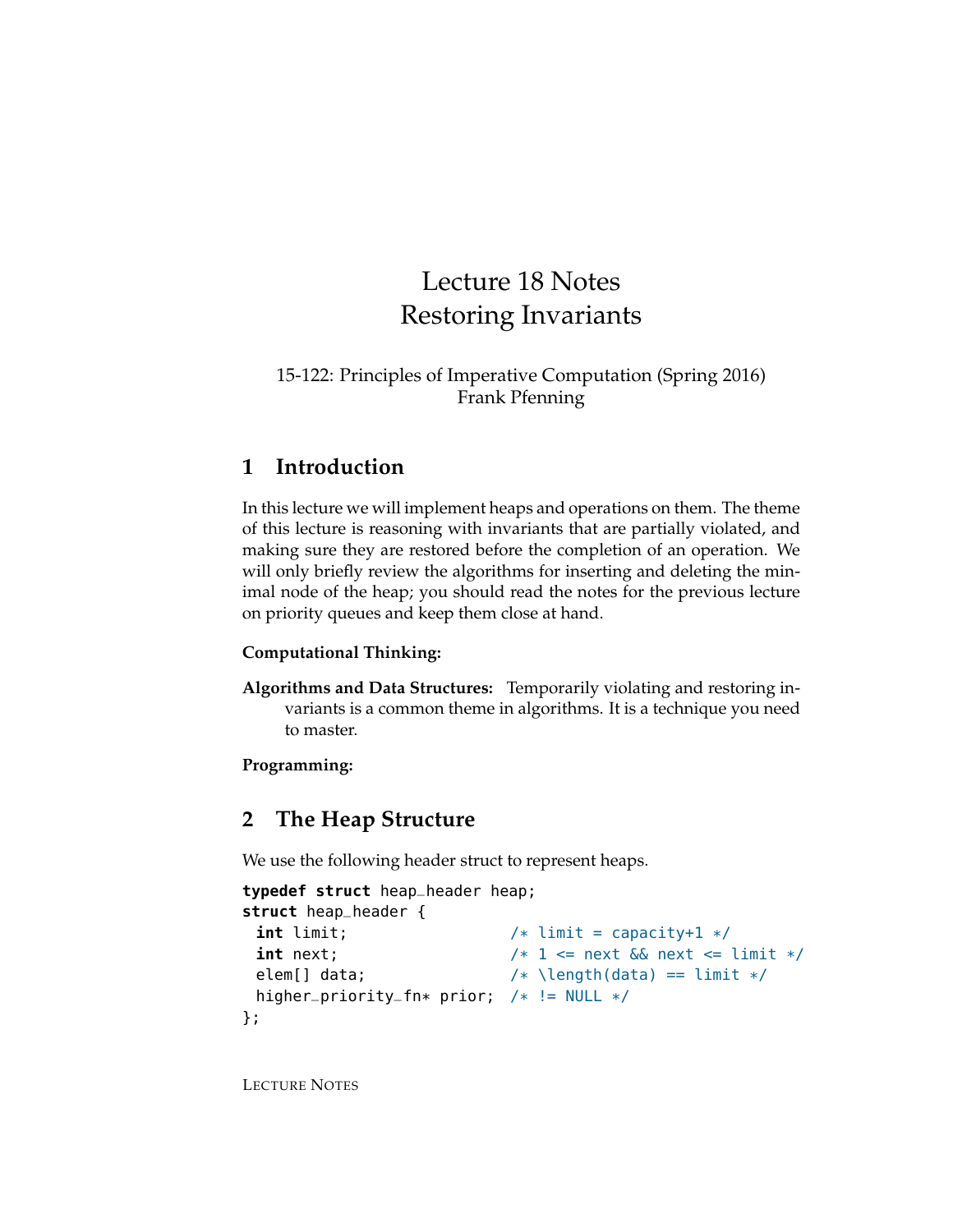# Lecture 18 Notes
# Restoring Invariants

15-122: Principles of Imperative Computation (Spring 2016)
Frank Pfenning

## 1 Introduction

In this lecture we will implement heaps and operations on them. The theme of this lecture is reasoning with invariants that are partially violated, and making sure they are restored before the completion of an operation. We will only briefly review the algorithms for inserting and deleting the minimal node of the heap; you should read the notes for the previous lecture on priority queues and keep them close at hand.

**Computational Thinking:**

**Algorithms and Data Structures:** Temporarily violating and restoring invariants is a common theme in algorithms. It is a technique you need to master.

**Programming:**

## 2 The Heap Structure

We use the following header struct to represent heaps.

```
typedef struct heap_header heap;
struct heap_header {
  int limit;                  /* limit = capacity+1 */
  int next;                   /* 1 <= next && next <= limit */
  elem[] data;                /* \length(data) == limit */
  higher_priority_fn* prior;  /* != NULL */
};
```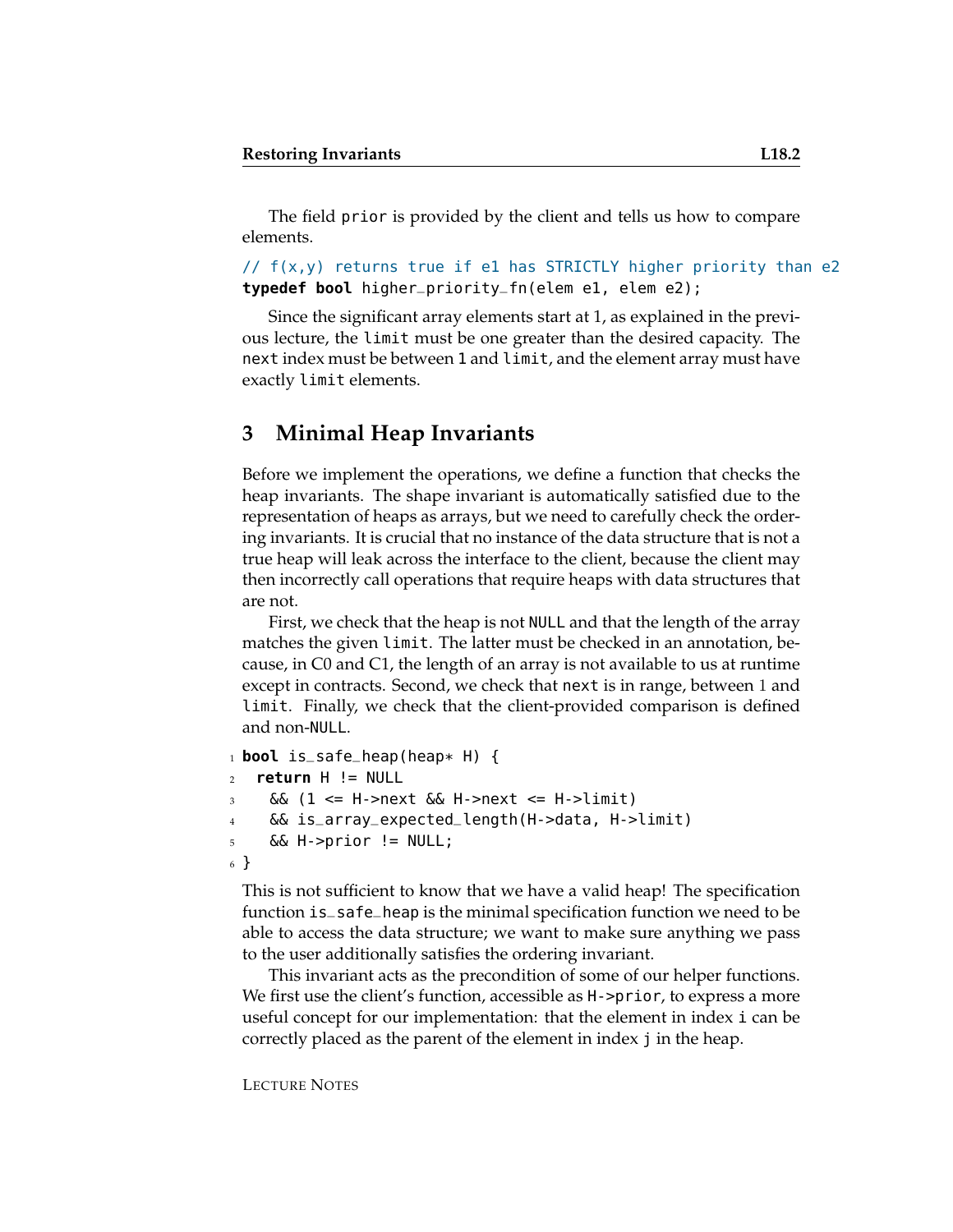The field `prior` is provided by the client and tells us how to compare elements.

```
// f(x,y) returns true if e1 has STRICTLY higher priority than e2
typedef bool higher_priority_fn(elem e1, elem e2);
```

Since the significant array elements start at 1, as explained in the previous lecture, the `limit` must be one greater than the desired capacity. The `next` index must be between 1 and `limit`, and the element array must have exactly `limit` elements.

## 3 Minimal Heap Invariants

Before we implement the operations, we define a function that checks the heap invariants. The shape invariant is automatically satisfied due to the representation of heaps as arrays, but we need to carefully check the ordering invariants. It is crucial that no instance of the data structure that is not a true heap will leak across the interface to the client, because the client may then incorrectly call operations that require heaps with data structures that are not.

First, we check that the heap is not `NULL` and that the length of the array matches the given `limit`. The latter must be checked in an annotation, because, in C0 and C1, the length of an array is not available to us at runtime except in contracts. Second, we check that `next` is in range, between 1 and `limit`. Finally, we check that the client-provided comparison is defined and non-`NULL`.

```
1 bool is_safe_heap(heap* H) {
2   return H != NULL
3     && (1 <= H->next && H->next <= H->limit)
4     && is_array_expected_length(H->data, H->limit)
5     && H->prior != NULL;
6 }
```

This is not sufficient to know that we have a valid heap! The specification function `is_safe_heap` is the minimal specification function we need to be able to access the data structure; we want to make sure anything we pass to the user additionally satisfies the ordering invariant.

This invariant acts as the precondition of some of our helper functions. We first use the client's function, accessible as `H->prior`, to express a more useful concept for our implementation: that the element in index `i` can be correctly placed as the parent of the element in index `j` in the heap.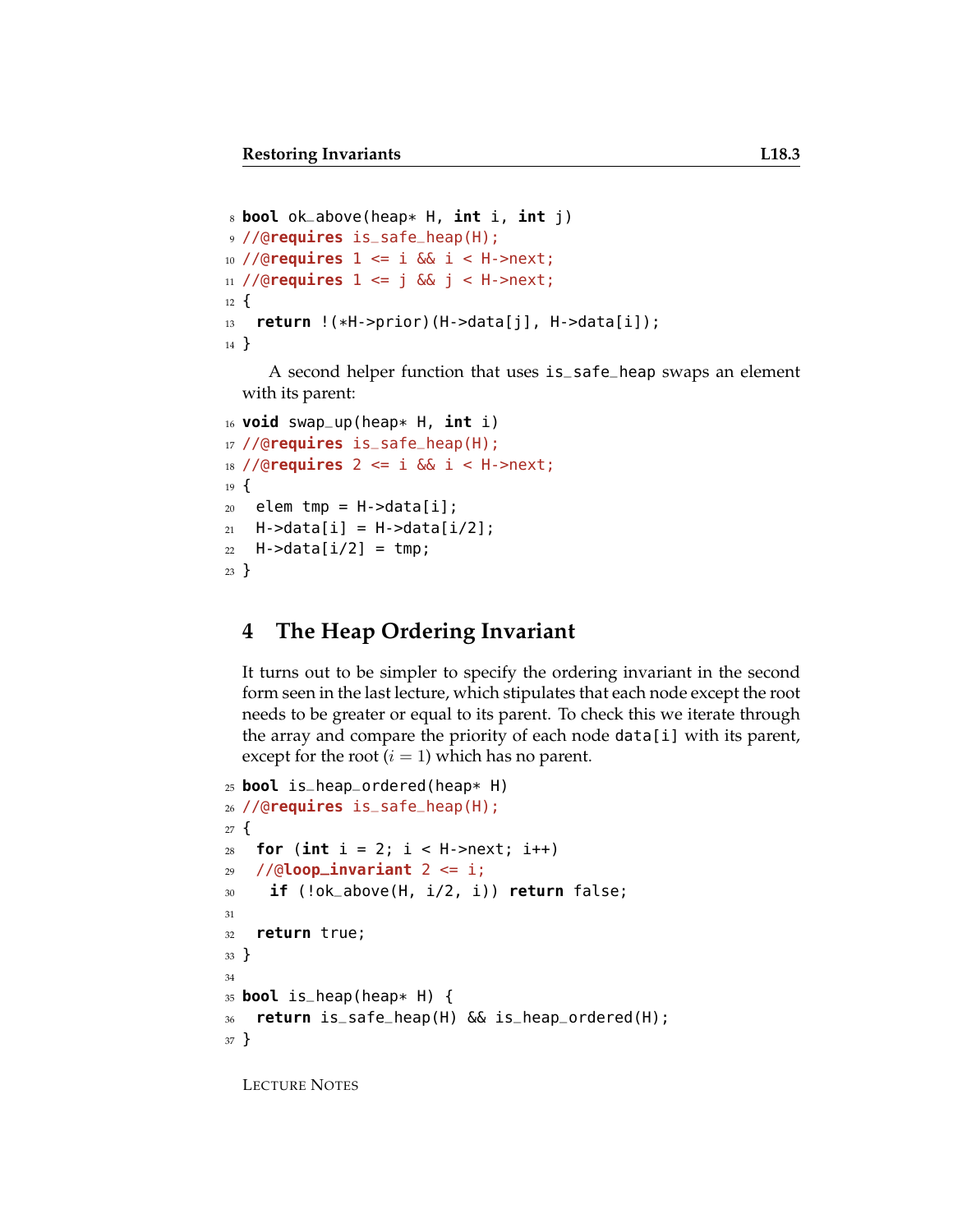```
8  bool ok_above(heap* H, int i, int j)
9  //@requires is_safe_heap(H);
10 //@requires 1 <= i && i < H->next;
11 //@requires 1 <= j && j < H->next;
12 {
13   return !(*H->prior)(H->data[j], H->data[i]);
14 }
```

A second helper function that uses `is_safe_heap` swaps an element with its parent:

```
16 void swap_up(heap* H, int i)
17 //@requires is_safe_heap(H);
18 //@requires 2 <= i && i < H->next;
19 {
20   elem tmp = H->data[i];
21   H->data[i] = H->data[i/2];
22   H->data[i/2] = tmp;
23 }
```

## 4 The Heap Ordering Invariant

It turns out to be simpler to specify the ordering invariant in the second form seen in the last lecture, which stipulates that each node except the root needs to be greater or equal to its parent. To check this we iterate through the array and compare the priority of each node `data[i]` with its parent, except for the root ($i = 1$) which has no parent.

```
25 bool is_heap_ordered(heap* H)
26 //@requires is_safe_heap(H);
27 {
28   for (int i = 2; i < H->next; i++)
29   //@loop_invariant 2 <= i;
30     if (!ok_above(H, i/2, i)) return false;
31
32   return true;
33 }
34
35 bool is_heap(heap* H) {
36   return is_safe_heap(H) && is_heap_ordered(H);
37 }
```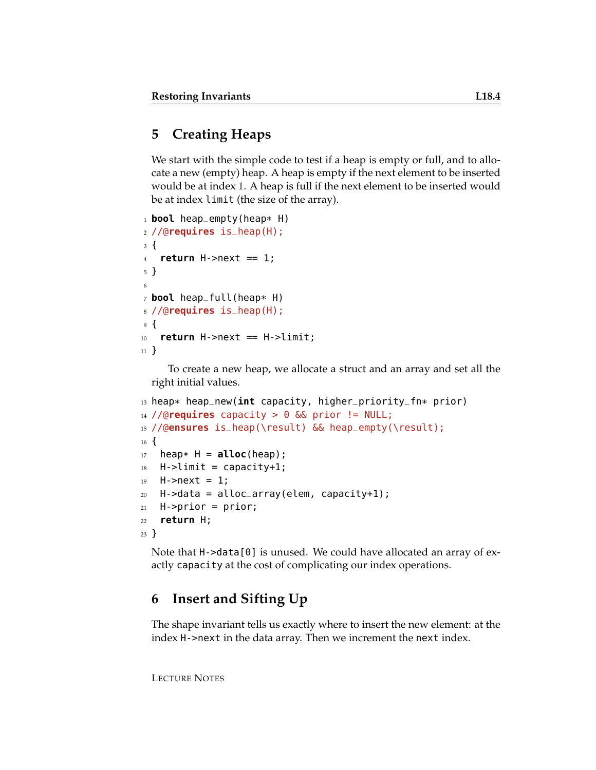## 5 Creating Heaps

We start with the simple code to test if a heap is empty or full, and to allocate a new (empty) heap. A heap is empty if the next element to be inserted would be at index 1. A heap is full if the next element to be inserted would be at index `limit` (the size of the array).

```
bool heap_empty(heap* H)
//@requires is_heap(H);
{
  return H->next == 1;
}

bool heap_full(heap* H)
//@requires is_heap(H);
{
  return H->next == H->limit;
}
```

To create a new heap, we allocate a struct and an array and set all the right initial values.

```
heap* heap_new(int capacity, higher_priority_fn* prior)
//@requires capacity > 0 && prior != NULL;
//@ensures is_heap(\result) && heap_empty(\result);
{
  heap* H = alloc(heap);
  H->limit = capacity+1;
  H->next = 1;
  H->data = alloc_array(elem, capacity+1);
  H->prior = prior;
  return H;
}
```

Note that `H->data[0]` is unused. We could have allocated an array of exactly `capacity` at the cost of complicating our index operations.

## 6 Insert and Sifting Up

The shape invariant tells us exactly where to insert the new element: at the index `H->next` in the data array. Then we increment the `next` index.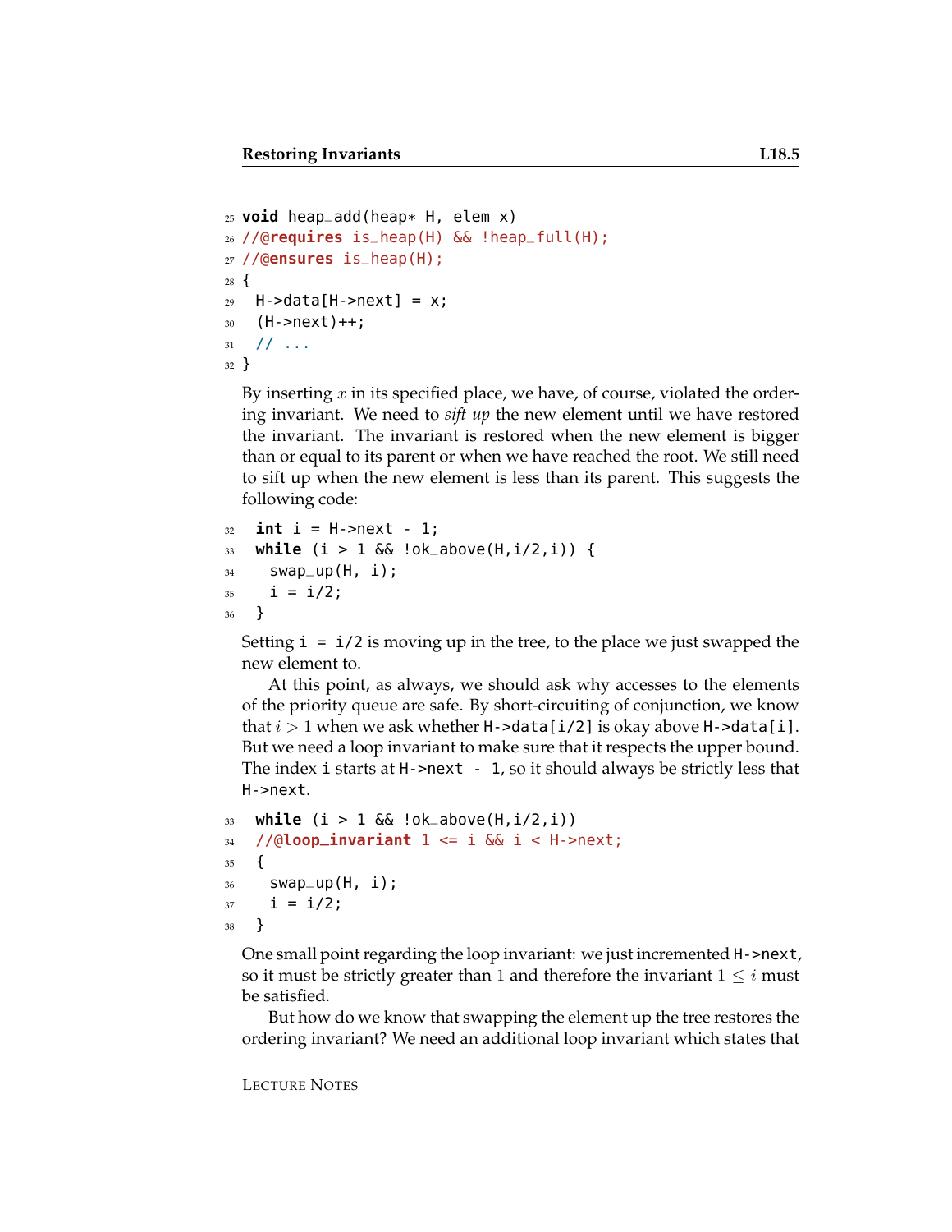```
25 void heap_add(heap* H, elem x)
26 //@requires is_heap(H) && !heap_full(H);
27 //@ensures is_heap(H);
28 {
29   H->data[H->next] = x;
30   (H->next)++;
31   // ...
32 }
```

By inserting $x$ in its specified place, we have, of course, violated the ordering invariant. We need to *sift up* the new element until we have restored the invariant. The invariant is restored when the new element is bigger than or equal to its parent or when we have reached the root. We still need to sift up when the new element is less than its parent. This suggests the following code:

```
32   int i = H->next - 1;
33   while (i > 1 && !ok_above(H,i/2,i)) {
34     swap_up(H, i);
35     i = i/2;
36   }
```

Setting `i = i/2` is moving up in the tree, to the place we just swapped the new element to.

At this point, as always, we should ask why accesses to the elements of the priority queue are safe. By short-circuiting of conjunction, we know that $i > 1$ when we ask whether `H->data[i/2]` is okay above `H->data[i]`. But we need a loop invariant to make sure that it respects the upper bound. The index `i` starts at `H->next - 1`, so it should always be strictly less that `H->next`.

```
33   while (i > 1 && !ok_above(H,i/2,i))
34   //@loop_invariant 1 <= i && i < H->next;
35   {
36     swap_up(H, i);
37     i = i/2;
38   }
```

One small point regarding the loop invariant: we just incremented `H->next`, so it must be strictly greater than 1 and therefore the invariant $1 \leq i$ must be satisfied.

But how do we know that swapping the element up the tree restores the ordering invariant? We need an additional loop invariant which states that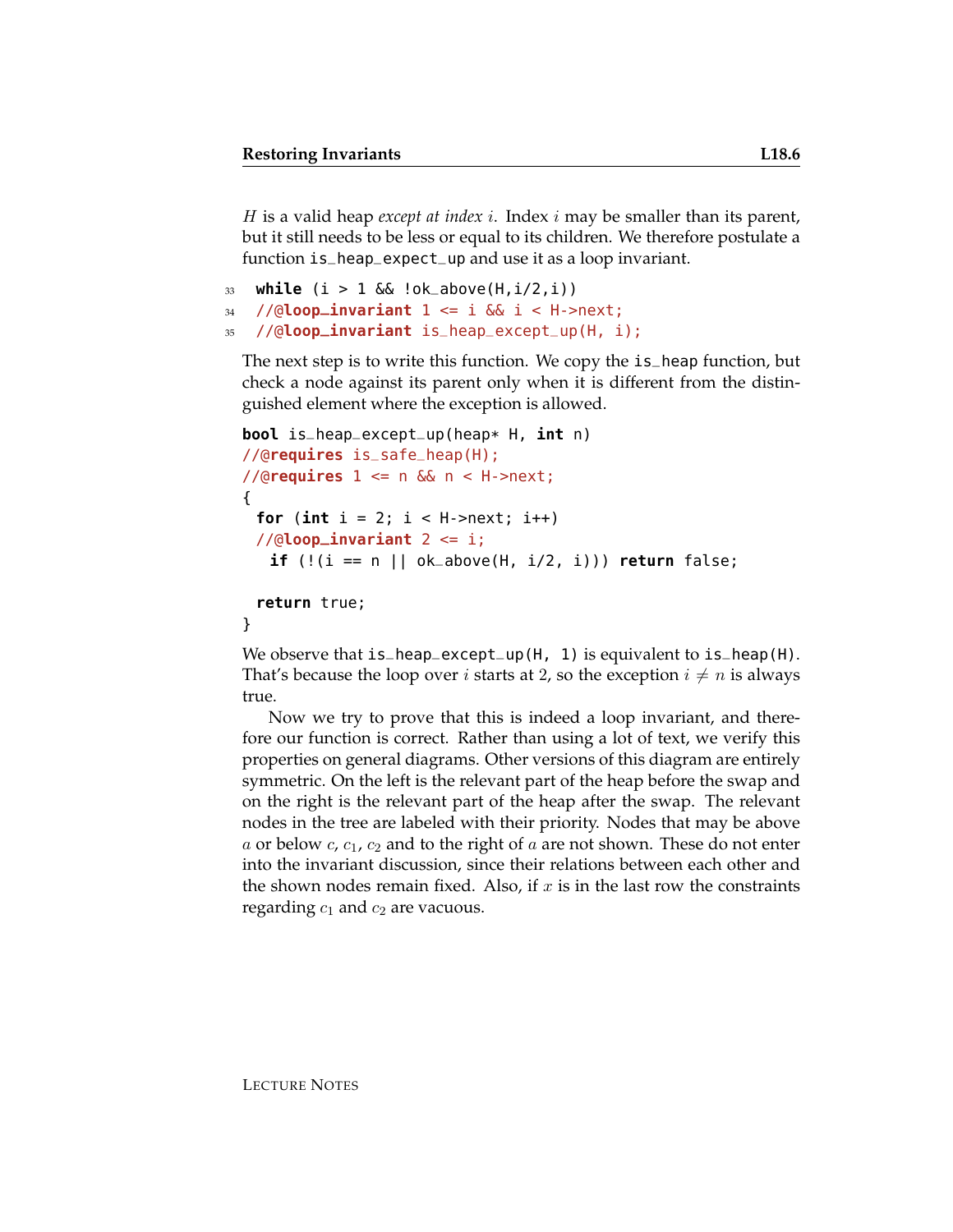$H$ is a valid heap *except at index* $i$. Index $i$ may be smaller than its parent, but it still needs to be less or equal to its children. We therefore postulate a function `is_heap_expect_up` and use it as a loop invariant.

```
33  while (i > 1 && !ok_above(H,i/2,i))
34  //@loop_invariant 1 <= i && i < H->next;
35  //@loop_invariant is_heap_except_up(H, i);
```

The next step is to write this function. We copy the `is_heap` function, but check a node against its parent only when it is different from the distinguished element where the exception is allowed.

```
bool is_heap_except_up(heap* H, int n)
//@requires is_safe_heap(H);
//@requires 1 <= n && n < H->next;
{
  for (int i = 2; i < H->next; i++)
  //@loop_invariant 2 <= i;
    if (!(i == n || ok_above(H, i/2, i))) return false;

  return true;
}
```

We observe that `is_heap_except_up(H, 1)` is equivalent to `is_heap(H)`. That's because the loop over $i$ starts at 2, so the exception $i \neq n$ is always true.

Now we try to prove that this is indeed a loop invariant, and therefore our function is correct. Rather than using a lot of text, we verify this properties on general diagrams. Other versions of this diagram are entirely symmetric. On the left is the relevant part of the heap before the swap and on the right is the relevant part of the heap after the swap. The relevant nodes in the tree are labeled with their priority. Nodes that may be above $a$ or below $c$, $c_1$, $c_2$ and to the right of $a$ are not shown. These do not enter into the invariant discussion, since their relations between each other and the shown nodes remain fixed. Also, if $x$ is in the last row the constraints regarding $c_1$ and $c_2$ are vacuous.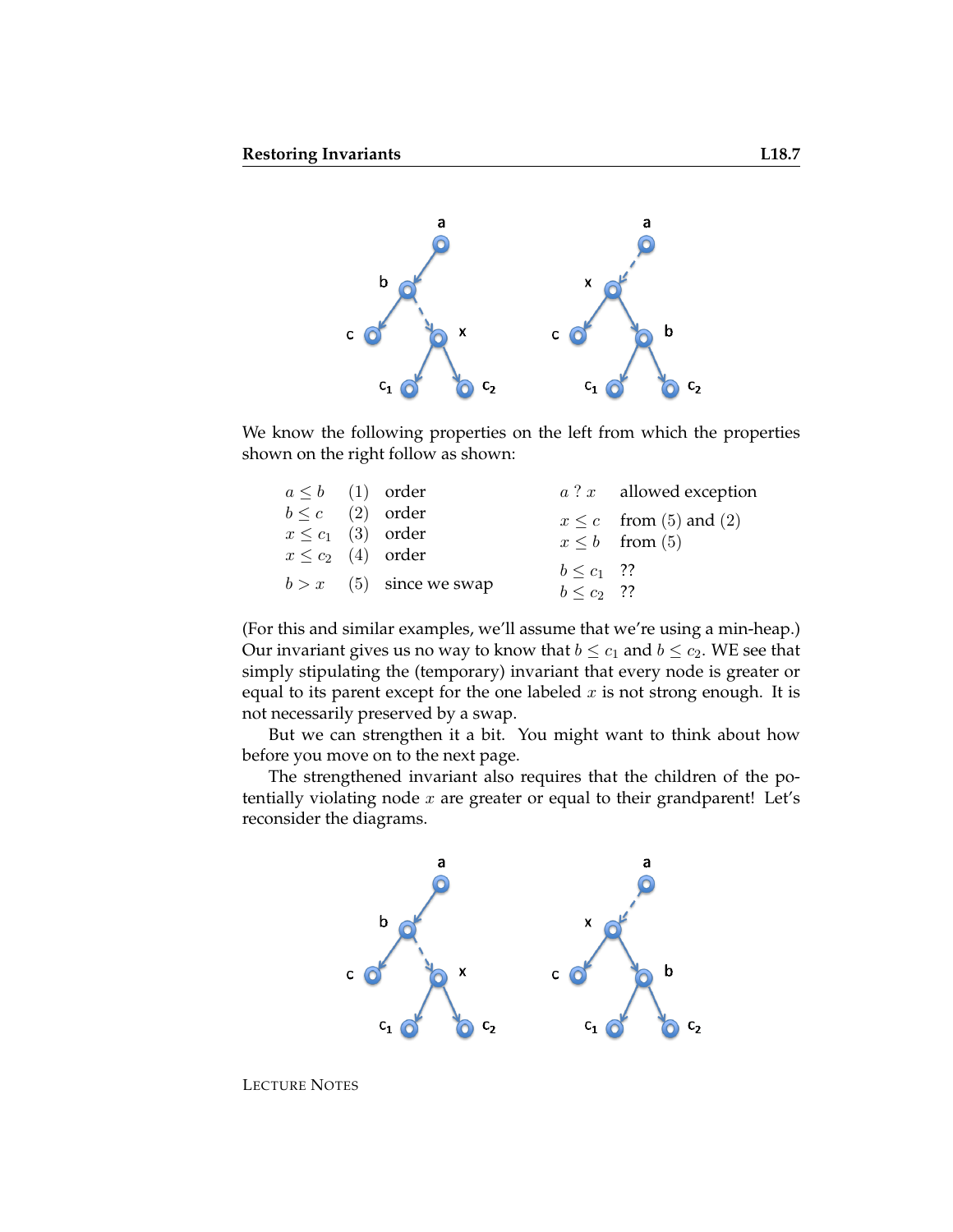We know the following properties on the left from which the properties shown on the right follow as shown:

| | | | | |
|---|---|---|---|---|
| $a \leq b$ | (1) | order | $a \; ? \; x$ | allowed exception |
| $b \leq c$ | (2) | order | $x \leq c$ | from (5) and (2) |
| $x \leq c_1$ | (3) | order | $x \leq b$ | from (5) |
| $x \leq c_2$ | (4) | order | $b \leq c_1$ | ?? |
| $b > x$ | (5) | since we swap | $b \leq c_2$ | ?? |

(For this and similar examples, we'll assume that we're using a min-heap.) Our invariant gives us no way to know that $b \leq c_1$ and $b \leq c_2$. WE see that simply stipulating the (temporary) invariant that every node is greater or equal to its parent except for the one labeled $x$ is not strong enough. It is not necessarily preserved by a swap.

But we can strengthen it a bit. You might want to think about how before you move on to the next page.

The strengthened invariant also requires that the children of the potentially violating node $x$ are greater or equal to their grandparent! Let's reconsider the diagrams.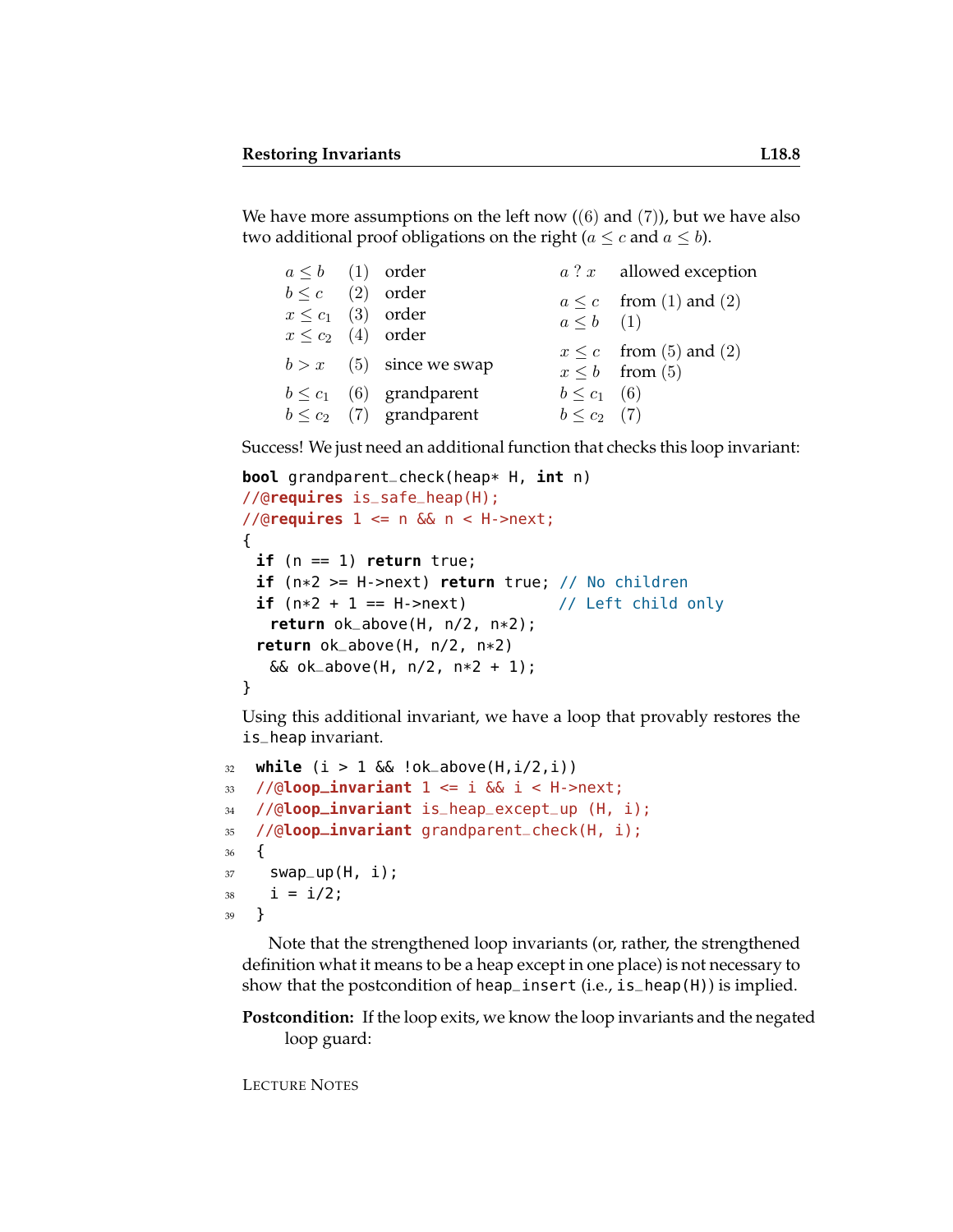We have more assumptions on the left now ((6) and (7)), but we have also two additional proof obligations on the right ($a \leq c$ and $a \leq b$).

| | | | | |
|---|---|---|---|---|
| $a \leq b$ | (1) | order | $a \; ? \; x$ | allowed exception |
| $b \leq c$ | (2) | order | $a \leq c$ | from (1) and (2) |
| $x \leq c_1$ | (3) | order | $a \leq b$ | (1) |
| $x \leq c_2$ | (4) | order | | |
| $b > x$ | (5) | since we swap | $x \leq c$ | from (5) and (2) |
| | | | $x \leq b$ | from (5) |
| $b \leq c_1$ | (6) | grandparent | $b \leq c_1$ | (6) |
| $b \leq c_2$ | (7) | grandparent | $b \leq c_2$ | (7) |

Success! We just need an additional function that checks this loop invariant:

```
bool grandparent_check(heap* H, int n)
//@requires is_safe_heap(H);
//@requires 1 <= n && n < H->next;
{
  if (n == 1) return true;
  if (n*2 >= H->next) return true; // No children
  if (n*2 + 1 == H->next)          // Left child only
    return ok_above(H, n/2, n*2);
  return ok_above(H, n/2, n*2)
    && ok_above(H, n/2, n*2 + 1);
}
```

Using this additional invariant, we have a loop that provably restores the is_heap invariant.

```
32  while (i > 1 && !ok_above(H,i/2,i))
33  //@loop_invariant 1 <= i && i < H->next;
34  //@loop_invariant is_heap_except_up (H, i);
35  //@loop_invariant grandparent_check(H, i);
36  {
37    swap_up(H, i);
38    i = i/2;
39  }
```

Note that the strengthened loop invariants (or, rather, the strengthened definition what it means to be a heap except in one place) is not necessary to show that the postcondition of heap_insert (i.e., is_heap(H)) is implied.

**Postcondition:** If the loop exits, we know the loop invariants and the negated loop guard: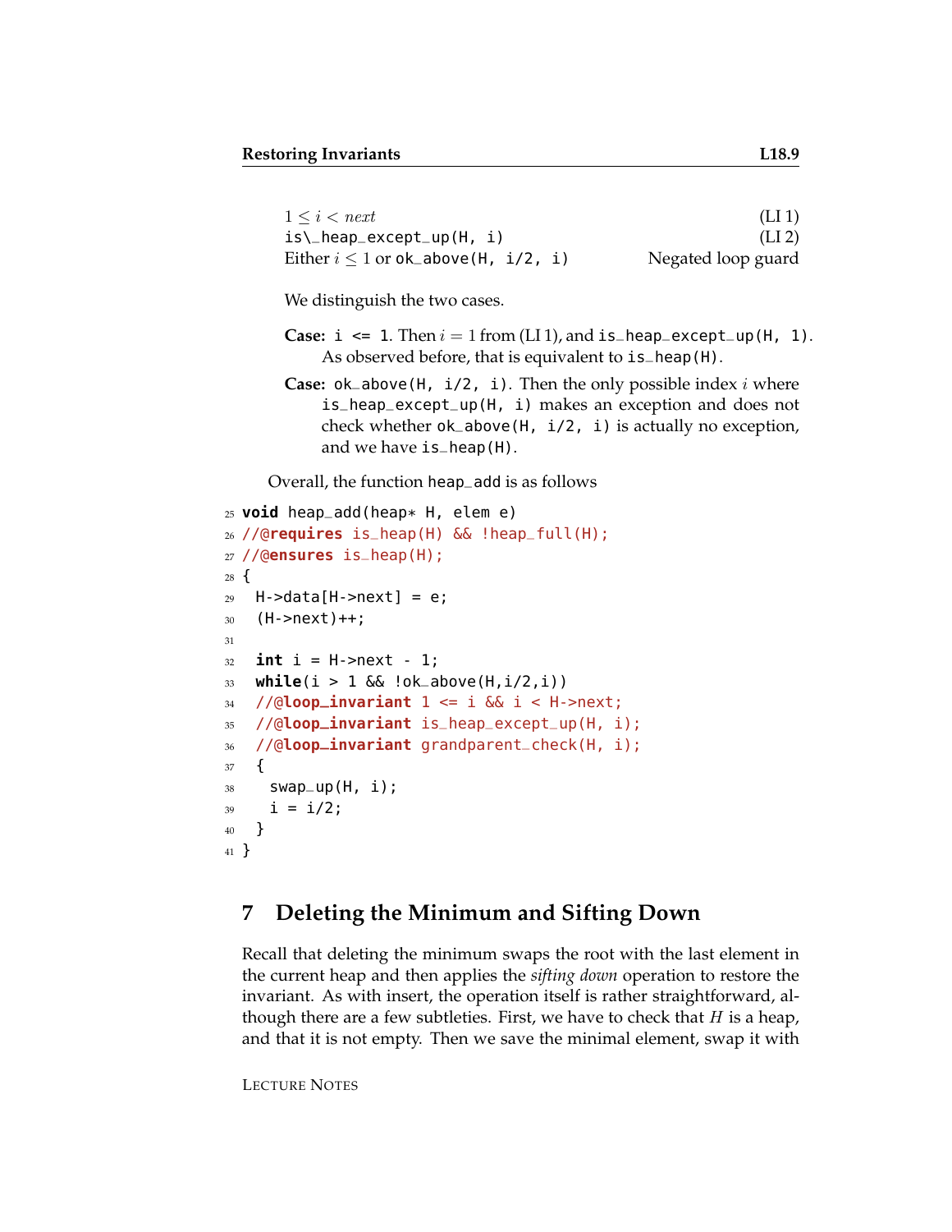| | |
|---|---|
| $1 \leq i < next$ | (LI 1) |
| is\_heap_except_up(H, i) | (LI 2) |
| Either $i \leq 1$ or ok_above(H, i/2, i) | Negated loop guard |

We distinguish the two cases.

**Case:** i <= 1. Then $i = 1$ from (LI 1), and is_heap_except_up(H, 1). As observed before, that is equivalent to is_heap(H).

**Case:** ok_above(H, i/2, i). Then the only possible index $i$ where is_heap_except_up(H, i) makes an exception and does not check whether ok_above(H, i/2, i) is actually no exception, and we have is_heap(H).

Overall, the function heap_add is as follows

```
25 void heap_add(heap* H, elem e)
26 //@requires is_heap(H) && !heap_full(H);
27 //@ensures is_heap(H);
28 {
29   H->data[H->next] = e;
30   (H->next)++;
31
32   int i = H->next - 1;
33   while(i > 1 && !ok_above(H,i/2,i))
34   //@loop_invariant 1 <= i && i < H->next;
35   //@loop_invariant is_heap_except_up(H, i);
36   //@loop_invariant grandparent_check(H, i);
37   {
38     swap_up(H, i);
39     i = i/2;
40   }
41 }
```

## 7 Deleting the Minimum and Sifting Down

Recall that deleting the minimum swaps the root with the last element in the current heap and then applies the *sifting down* operation to restore the invariant. As with insert, the operation itself is rather straightforward, although there are a few subtleties. First, we have to check that $H$ is a heap, and that it is not empty. Then we save the minimal element, swap it with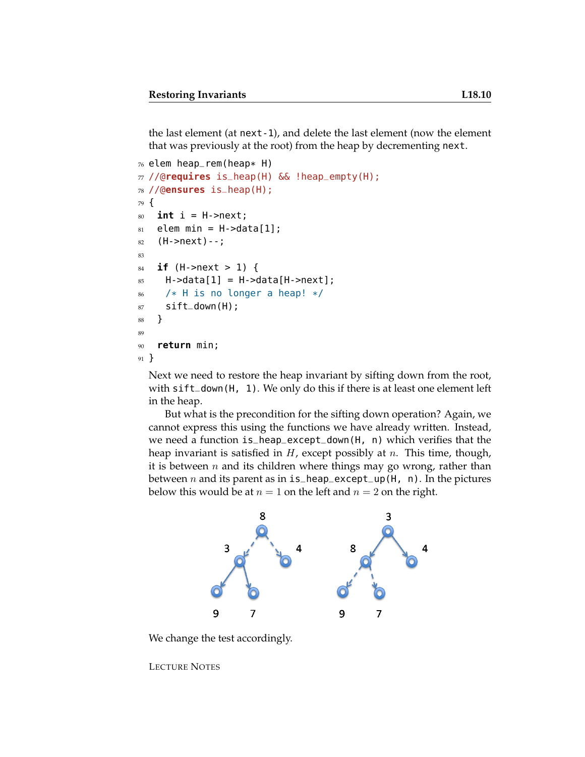the last element (at `next-1`), and delete the last element (now the element that was previously at the root) from the heap by decrementing `next`.

```
76 elem heap_rem(heap* H)
77 //@requires is_heap(H) && !heap_empty(H);
78 //@ensures is_heap(H);
79 {
80   int i = H->next;
81   elem min = H->data[1];
82   (H->next)--;
83
84   if (H->next > 1) {
85     H->data[1] = H->data[H->next];
86     /* H is no longer a heap! */
87     sift_down(H);
88   }
89
90   return min;
91 }
```

Next we need to restore the heap invariant by sifting down from the root, with `sift_down(H, 1)`. We only do this if there is at least one element left in the heap.

But what is the precondition for the sifting down operation? Again, we cannot express this using the functions we have already written. Instead, we need a function `is_heap_except_down(H, n)` which verifies that the heap invariant is satisfied in $H$, except possibly at $n$. This time, though, it is between $n$ and its children where things may go wrong, rather than between $n$ and its parent as in `is_heap_except_up(H, n)`. In the pictures below this would be at $n = 1$ on the left and $n = 2$ on the right.

We change the test accordingly.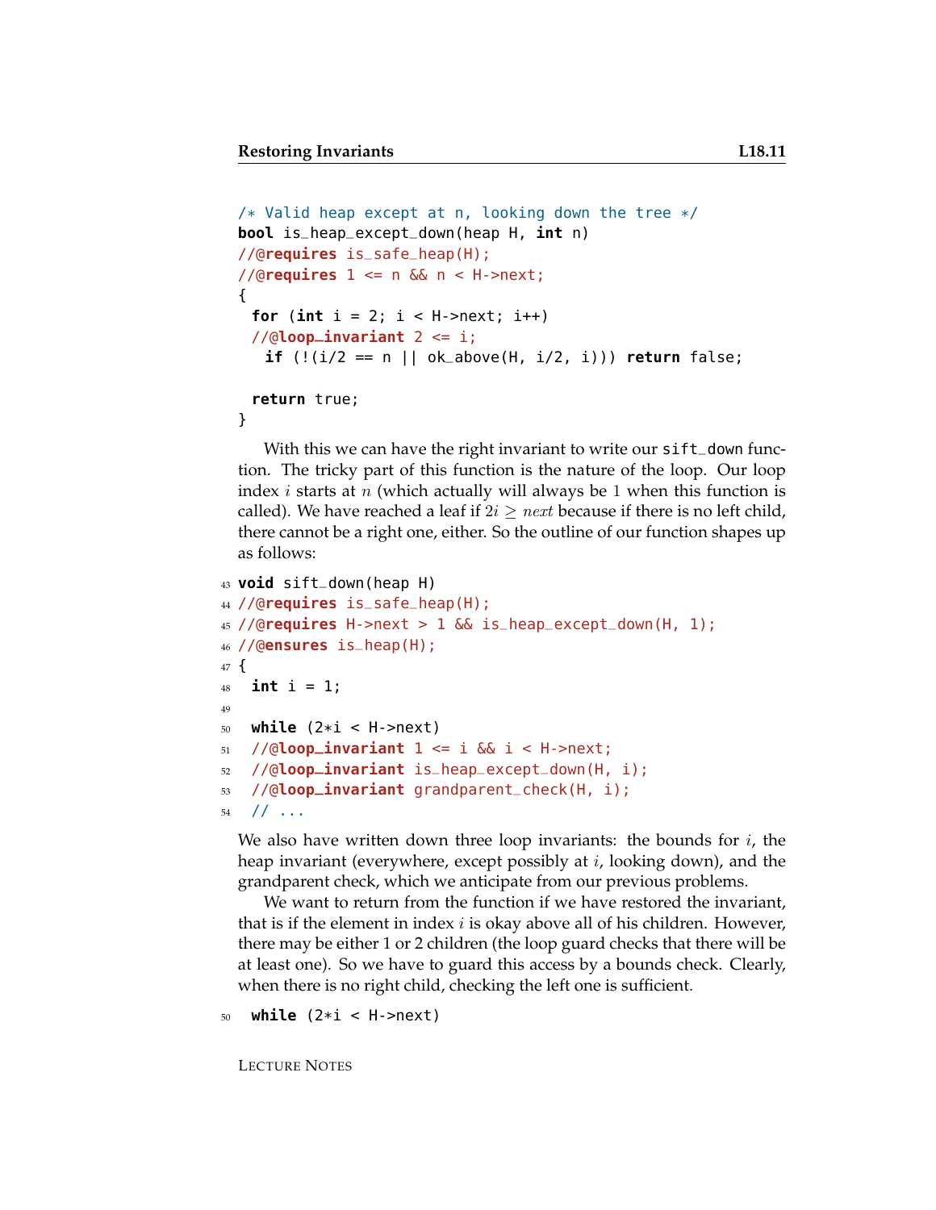```
/* Valid heap except at n, looking down the tree */
bool is_heap_except_down(heap H, int n)
//@requires is_safe_heap(H);
//@requires 1 <= n && n < H->next;
{
  for (int i = 2; i < H->next; i++)
  //@loop_invariant 2 <= i;
    if (!(i/2 == n || ok_above(H, i/2, i))) return false;

  return true;
}
```

With this we can have the right invariant to write our `sift_down` function. The tricky part of this function is the nature of the loop. Our loop index $i$ starts at $n$ (which actually will always be $1$ when this function is called). We have reached a leaf if $2i \geq next$ because if there is no left child, there cannot be a right one, either. So the outline of our function shapes up as follows:

```
43 void sift_down(heap H)
44 //@requires is_safe_heap(H);
45 //@requires H->next > 1 && is_heap_except_down(H, 1);
46 //@ensures is_heap(H);
47 {
48   int i = 1;
49
50   while (2*i < H->next)
51   //@loop_invariant 1 <= i && i < H->next;
52   //@loop_invariant is_heap_except_down(H, i);
53   //@loop_invariant grandparent_check(H, i);
54   // ...
```

We also have written down three loop invariants: the bounds for $i$, the heap invariant (everywhere, except possibly at $i$, looking down), and the grandparent check, which we anticipate from our previous problems.

We want to return from the function if we have restored the invariant, that is if the element in index $i$ is okay above all of his children. However, there may be either 1 or 2 children (the loop guard checks that there will be at least one). So we have to guard this access by a bounds check. Clearly, when there is no right child, checking the left one is sufficient.

```
50   while (2*i < H->next)
```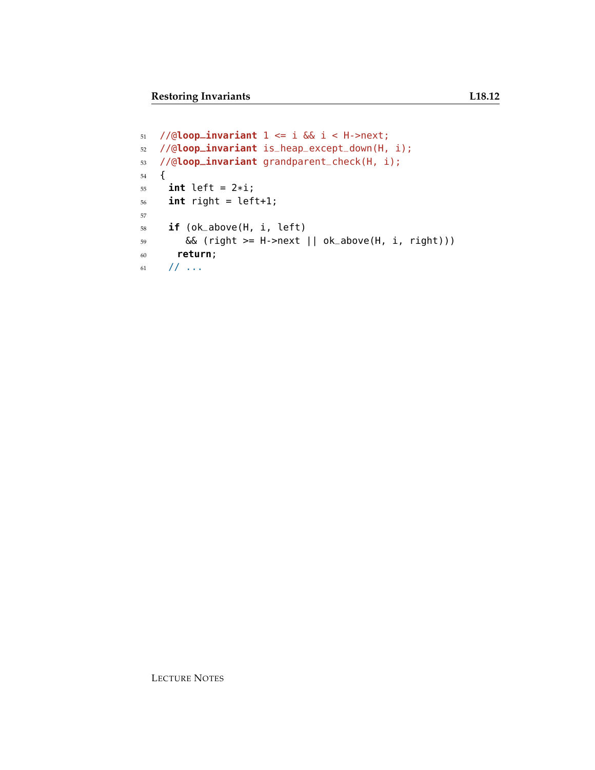```
//@loop_invariant 1 <= i && i < H->next;
//@loop_invariant is_heap_except_down(H, i);
//@loop_invariant grandparent_check(H, i);
{
  int left = 2*i;
  int right = left+1;

  if (ok_above(H, i, left)
      && (right >= H->next || ok_above(H, i, right)))
    return;
  // ...
```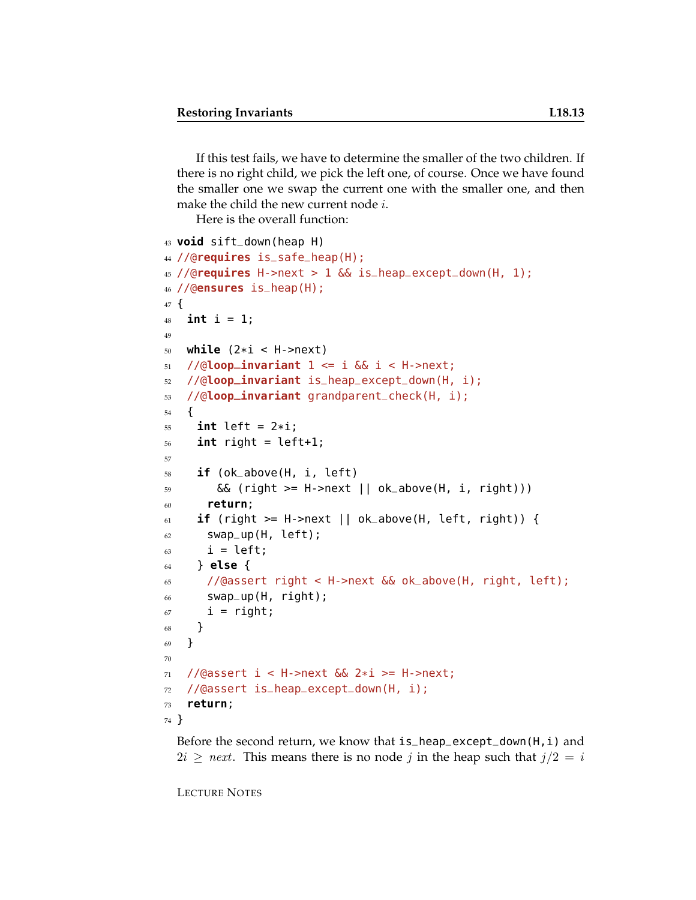If this test fails, we have to determine the smaller of the two children. If there is no right child, we pick the left one, of course. Once we have found the smaller one we swap the current one with the smaller one, and then make the child the new current node $i$.

Here is the overall function:

```
43 void sift_down(heap H)
44 //@requires is_safe_heap(H);
45 //@requires H->next > 1 && is_heap_except_down(H, 1);
46 //@ensures is_heap(H);
47 {
48   int i = 1;
49 
50   while (2*i < H->next)
51   //@loop_invariant 1 <= i && i < H->next;
52   //@loop_invariant is_heap_except_down(H, i);
53   //@loop_invariant grandparent_check(H, i);
54   {
55     int left = 2*i;
56     int right = left+1;
57 
58     if (ok_above(H, i, left)
59         && (right >= H->next || ok_above(H, i, right)))
60       return;
61     if (right >= H->next || ok_above(H, left, right)) {
62       swap_up(H, left);
63       i = left;
64     } else {
65       //@assert right < H->next && ok_above(H, right, left);
66       swap_up(H, right);
67       i = right;
68     }
69   }
70 
71   //@assert i < H->next && 2*i >= H->next;
72   //@assert is_heap_except_down(H, i);
73   return;
74 }
```

Before the second return, we know that `is_heap_except_down(H,i)` and $2i \geq next$. This means there is no node $j$ in the heap such that $j/2 = i$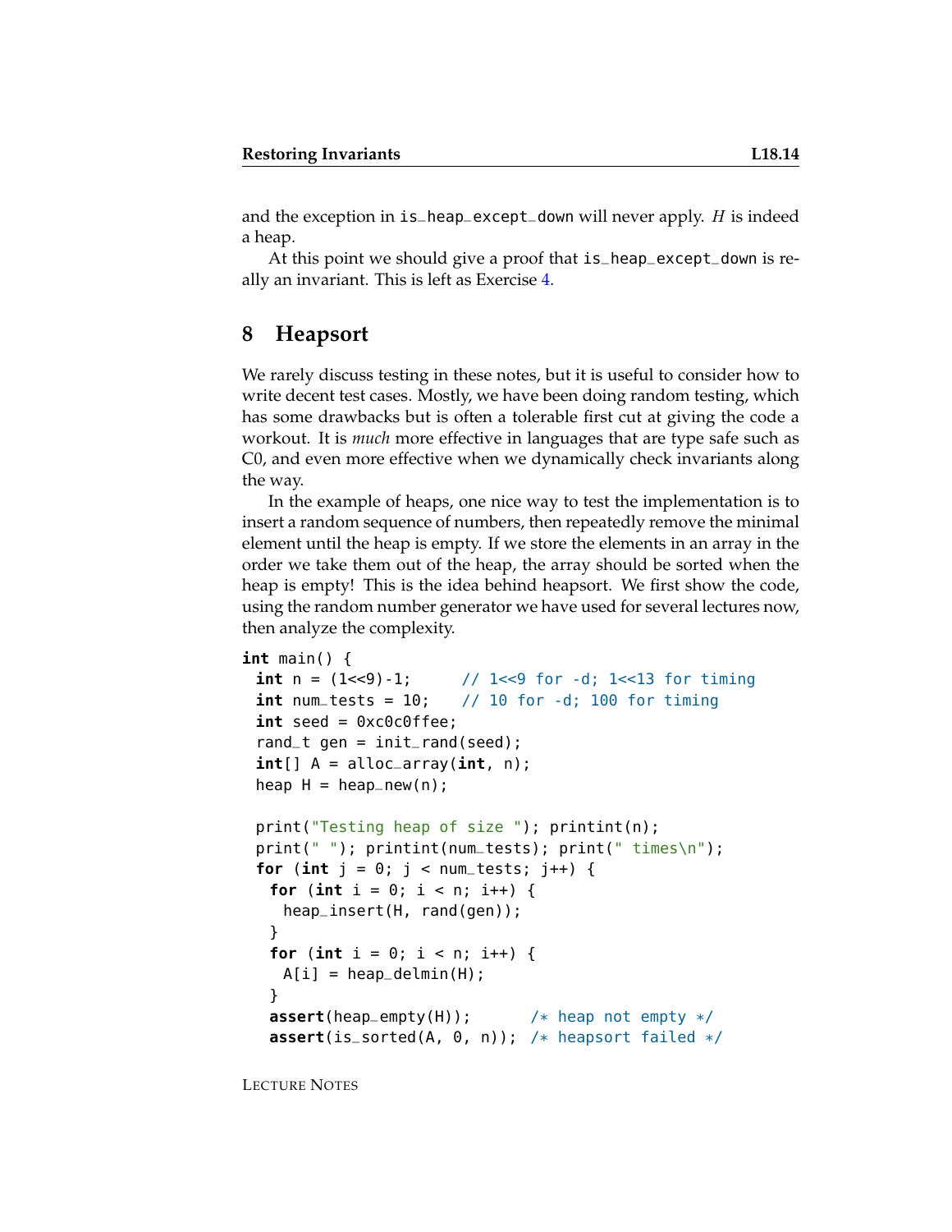and the exception in `is_heap_except_down` will never apply. $H$ is indeed a heap.

At this point we should give a proof that `is_heap_except_down` is really an invariant. This is left as Exercise 4.

## 8 Heapsort

We rarely discuss testing in these notes, but it is useful to consider how to write decent test cases. Mostly, we have been doing random testing, which has some drawbacks but is often a tolerable first cut at giving the code a workout. It is *much* more effective in languages that are type safe such as C0, and even more effective when we dynamically check invariants along the way.

In the example of heaps, one nice way to test the implementation is to insert a random sequence of numbers, then repeatedly remove the minimal element until the heap is empty. If we store the elements in an array in the order we take them out of the heap, the array should be sorted when the heap is empty! This is the idea behind heapsort. We first show the code, using the random number generator we have used for several lectures now, then analyze the complexity.

```
int main() {
  int n = (1<<9)-1;      // 1<<9 for -d; 1<<13 for timing
  int num_tests = 10;    // 10 for -d; 100 for timing
  int seed = 0xc0c0ffee;
  rand_t gen = init_rand(seed);
  int[] A = alloc_array(int, n);
  heap H = heap_new(n);

  print("Testing heap of size "); printint(n);
  print(" "); printint(num_tests); print(" times\n");
  for (int j = 0; j < num_tests; j++) {
    for (int i = 0; i < n; i++) {
      heap_insert(H, rand(gen));
    }
    for (int i = 0; i < n; i++) {
      A[i] = heap_delmin(H);
    }
    assert(heap_empty(H));       /* heap not empty */
    assert(is_sorted(A, 0, n));  /* heapsort failed */
```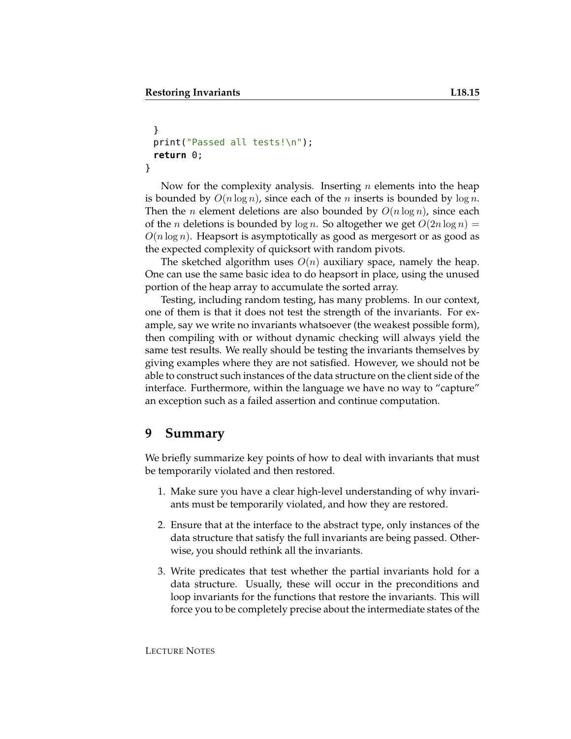```
  }
  print("Passed all tests!\n");
  return 0;
}
```

Now for the complexity analysis. Inserting $n$ elements into the heap is bounded by $O(n \log n)$, since each of the $n$ inserts is bounded by $\log n$. Then the $n$ element deletions are also bounded by $O(n \log n)$, since each of the $n$ deletions is bounded by $\log n$. So altogether we get $O(2n \log n) = O(n \log n)$. Heapsort is asymptotically as good as mergesort or as good as the expected complexity of quicksort with random pivots.

The sketched algorithm uses $O(n)$ auxiliary space, namely the heap. One can use the same basic idea to do heapsort in place, using the unused portion of the heap array to accumulate the sorted array.

Testing, including random testing, has many problems. In our context, one of them is that it does not test the strength of the invariants. For example, say we write no invariants whatsoever (the weakest possible form), then compiling with or without dynamic checking will always yield the same test results. We really should be testing the invariants themselves by giving examples where they are not satisfied. However, we should not be able to construct such instances of the data structure on the client side of the interface. Furthermore, within the language we have no way to "capture" an exception such as a failed assertion and continue computation.

## 9 Summary

We briefly summarize key points of how to deal with invariants that must be temporarily violated and then restored.

1. Make sure you have a clear high-level understanding of why invariants must be temporarily violated, and how they are restored.

2. Ensure that at the interface to the abstract type, only instances of the data structure that satisfy the full invariants are being passed. Otherwise, you should rethink all the invariants.

3. Write predicates that test whether the partial invariants hold for a data structure. Usually, these will occur in the preconditions and loop invariants for the functions that restore the invariants. This will force you to be completely precise about the intermediate states of the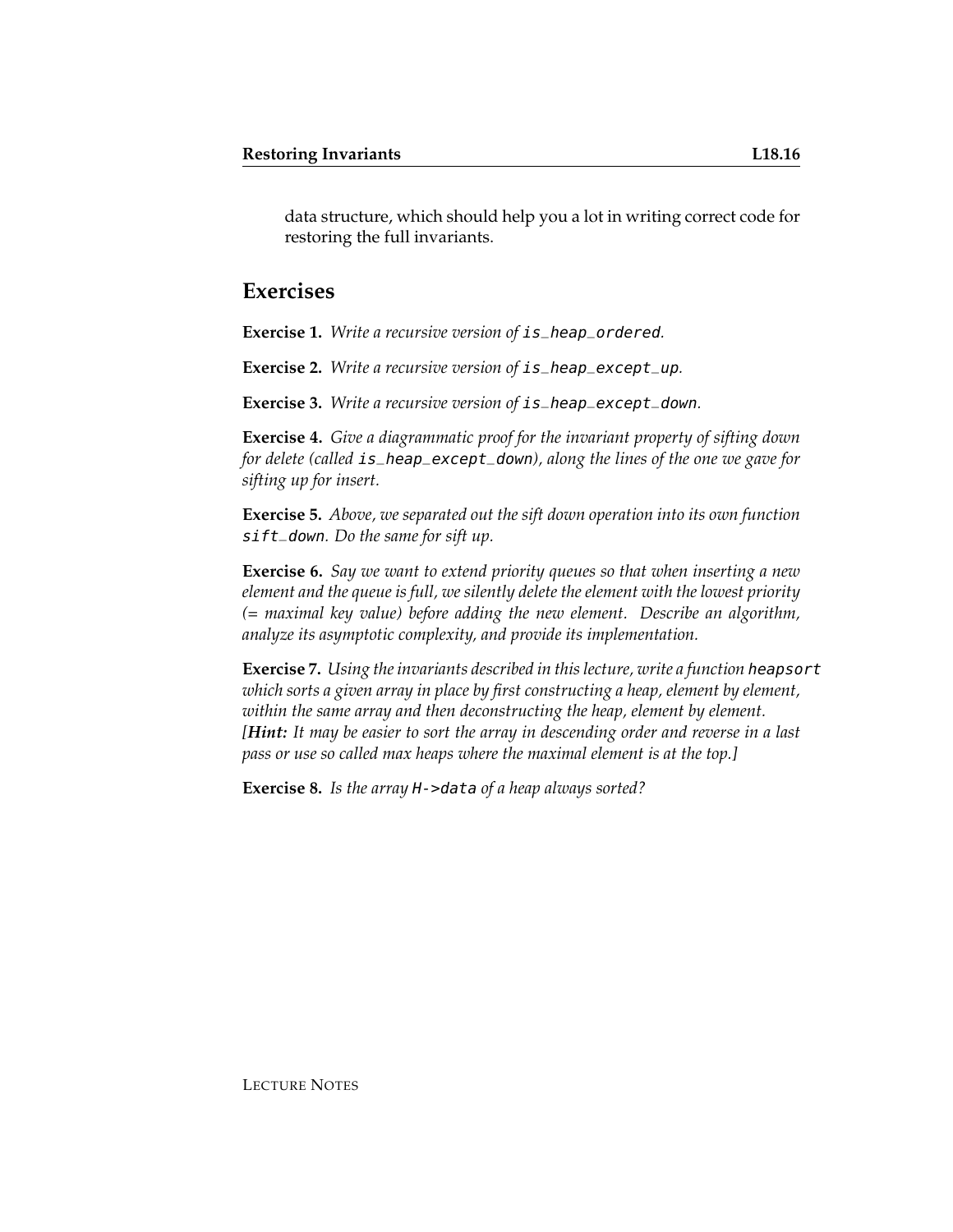data structure, which should help you a lot in writing correct code for restoring the full invariants.

## Exercises

**Exercise 1.** *Write a recursive version of* `is_heap_ordered`*.*

**Exercise 2.** *Write a recursive version of* `is_heap_except_up`*.*

**Exercise 3.** *Write a recursive version of* `is_heap_except_down`*.*

**Exercise 4.** *Give a diagrammatic proof for the invariant property of sifting down for delete (called* `is_heap_except_down`*), along the lines of the one we gave for sifting up for insert.*

**Exercise 5.** *Above, we separated out the sift down operation into its own function* `sift_down`*. Do the same for sift up.*

**Exercise 6.** *Say we want to extend priority queues so that when inserting a new element and the queue is full, we silently delete the element with the lowest priority (= maximal key value) before adding the new element. Describe an algorithm, analyze its asymptotic complexity, and provide its implementation.*

**Exercise 7.** *Using the invariants described in this lecture, write a function* `heapsort` *which sorts a given array in place by first constructing a heap, element by element, within the same array and then deconstructing the heap, element by element. [**Hint:** It may be easier to sort the array in descending order and reverse in a last pass or use so called max heaps where the maximal element is at the top.]*

**Exercise 8.** *Is the array* `H->data` *of a heap always sorted?*